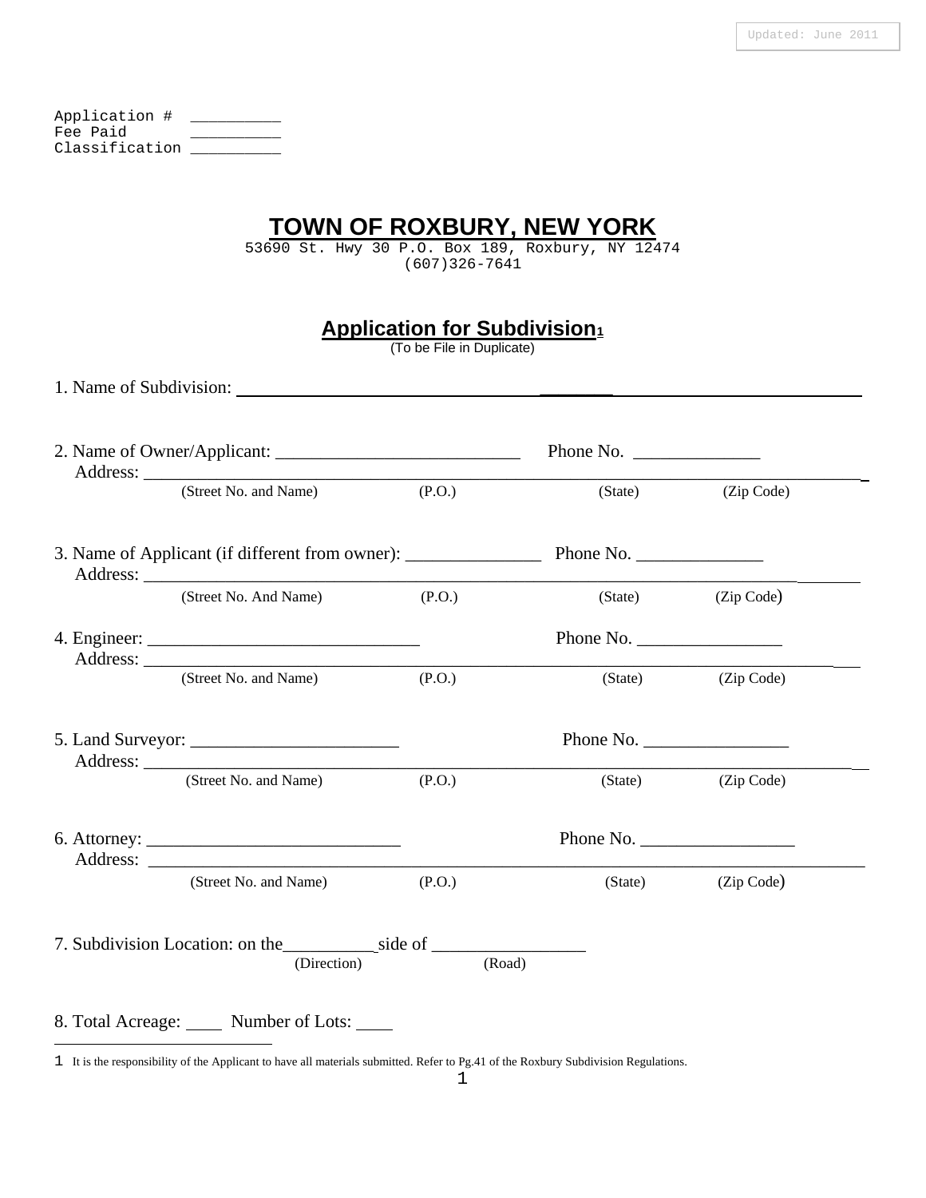Updated: June 2011

Application # __________
Fee Paid __________
Classification __________

# TOWN OF ROXBURY, NEW YORK

53690 St. Hwy 30 P.O. Box 189, Roxbury, NY 12474
(607)326-7641

## Application for Subdivision[1]

(To be File in Duplicate)

1. Name of Subdivision: ________________________________________________

2. Name of Owner/Applicant: ___________________________ Phone No. ______________
   Address: ___________________________________________________________________
   (Street No. and Name) (P.O.) (State) (Zip Code)

3. Name of Applicant (if different from owner): _______________ Phone No. ______________
   Address: ___________________________________________________________________
   (Street No. And Name) (P.O.) (State) (Zip Code)

4. Engineer: ______________________________ Phone No. ________________
   Address: ___________________________________________________________________
   (Street No. and Name) (P.O.) (State) (Zip Code)

5. Land Surveyor: ______________________ Phone No. ________________
   Address: ___________________________________________________________________
   (Street No. and Name) (P.O.) (State) (Zip Code)

6. Attorney: ___________________________ Phone No. _________________
   Address: ___________________________________________________________________
   (Street No. and Name) (P.O.) (State) (Zip Code)

7. Subdivision Location: on the__________side of _________________
   (Direction) (Road)

8. Total Acreage: ____ Number of Lots: ____

---

[1] It is the responsibility of the Applicant to have all materials submitted. Refer to Pg.41 of the Roxbury Subdivision Regulations.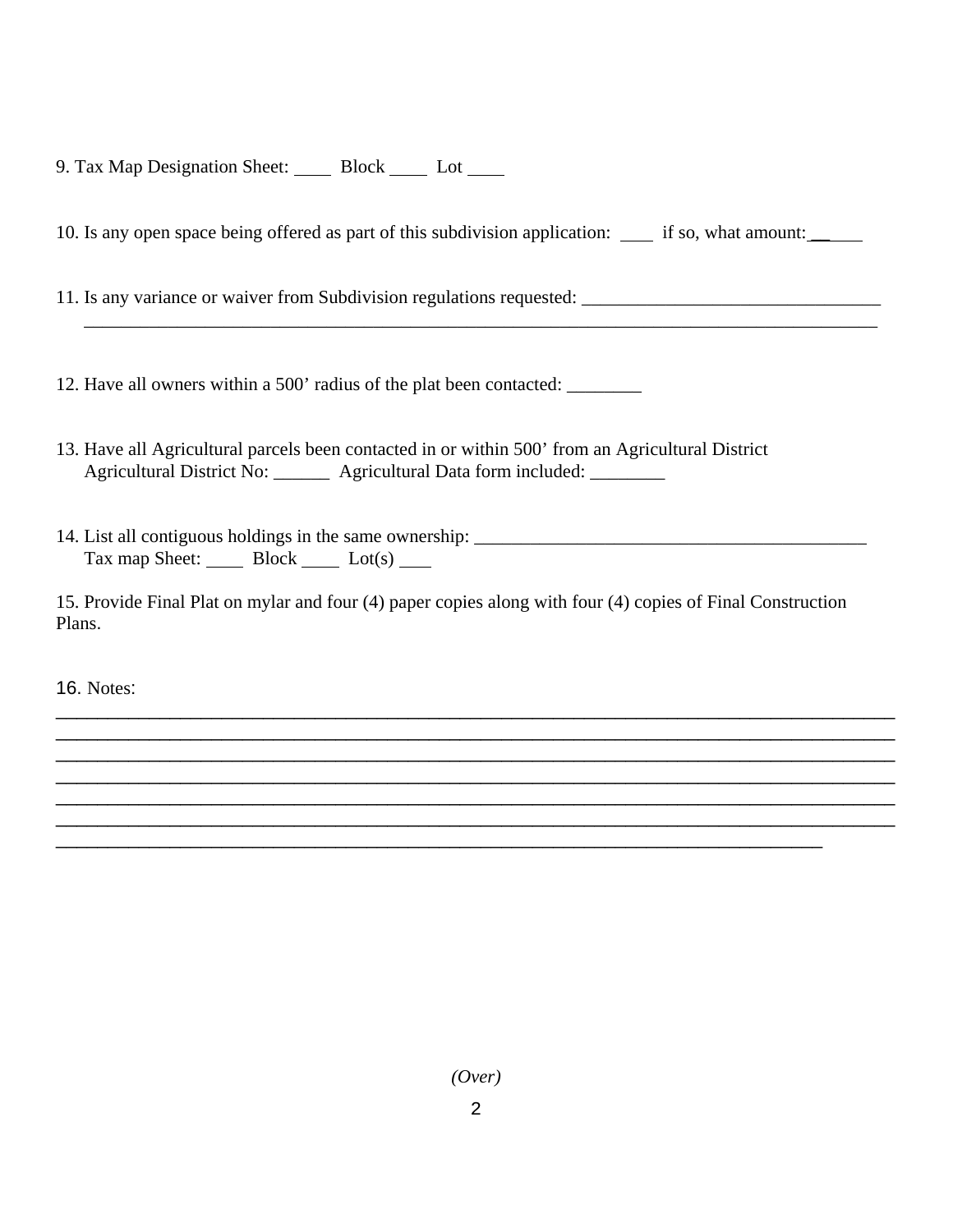9. Tax Map Designation Sheet: ____ Block ____ Lot ____

10. Is any open space being offered as part of this subdivision application: ____ if so, what amount: ______

11. Is any variance or waiver from Subdivision regulations requested: ________________________________
________________________________________________________________________________________

12. Have all owners within a 500’ radius of the plat been contacted: ________

13. Have all Agricultural parcels been contacted in or within 500’ from an Agricultural District
Agricultural District No: ______ Agricultural Data form included: ________

14. List all contiguous holdings in the same ownership: ___________________________________________
Tax map Sheet: ____ Block ____ Lot(s) ___

15. Provide Final Plat on mylar and four (4) paper copies along with four (4) copies of Final Construction Plans.

16. Notes:
__________________________________________________________________________________________
__________________________________________________________________________________________
__________________________________________________________________________________________
__________________________________________________________________________________________
__________________________________________________________________________________________
__________________________________________________________________________________________
_____________________________________________________________________________________

*(Over)*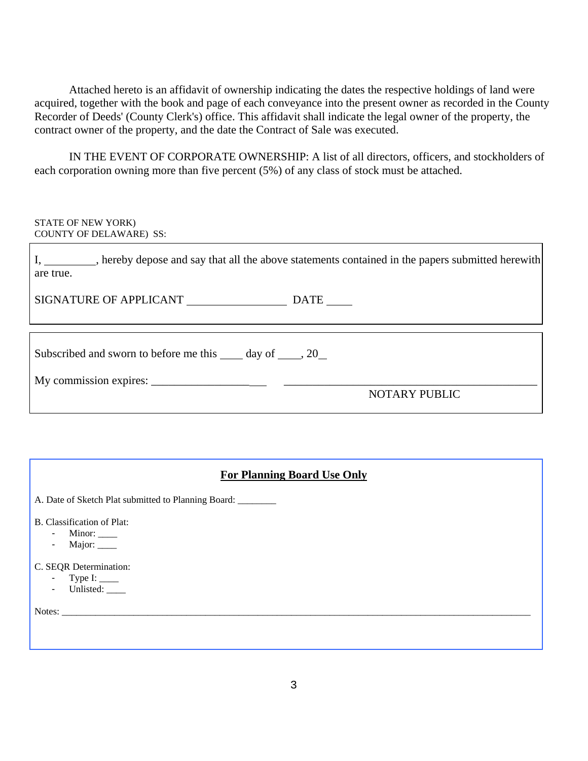Attached hereto is an affidavit of ownership indicating the dates the respective holdings of land were acquired, together with the book and page of each conveyance into the present owner as recorded in the County Recorder of Deeds' (County Clerk's) office. This affidavit shall indicate the legal owner of the property, the contract owner of the property, and the date the Contract of Sale was executed.

IN THE EVENT OF CORPORATE OWNERSHIP: A list of all directors, officers, and stockholders of each corporation owning more than five percent (5%) of any class of stock must be attached.

STATE OF NEW YORK)
COUNTY OF DELAWARE) SS:

I, _________, hereby depose and say that all the above statements contained in the papers submitted herewith are true.

SIGNATURE OF APPLICANT _________________ DATE ____

Subscribed and sworn to before me this ____ day of ____, 20_

My commission expires: ____________________ _____________________________________________

NOTARY PUBLIC

**For Planning Board Use Only**

A. Date of Sketch Plat submitted to Planning Board: ________

B. Classification of Plat:
- Minor: ____
- Major: ____

C. SEQR Determination:
- Type I: ____
- Unlisted: ____

Notes: ____________________________________________________________________________________________